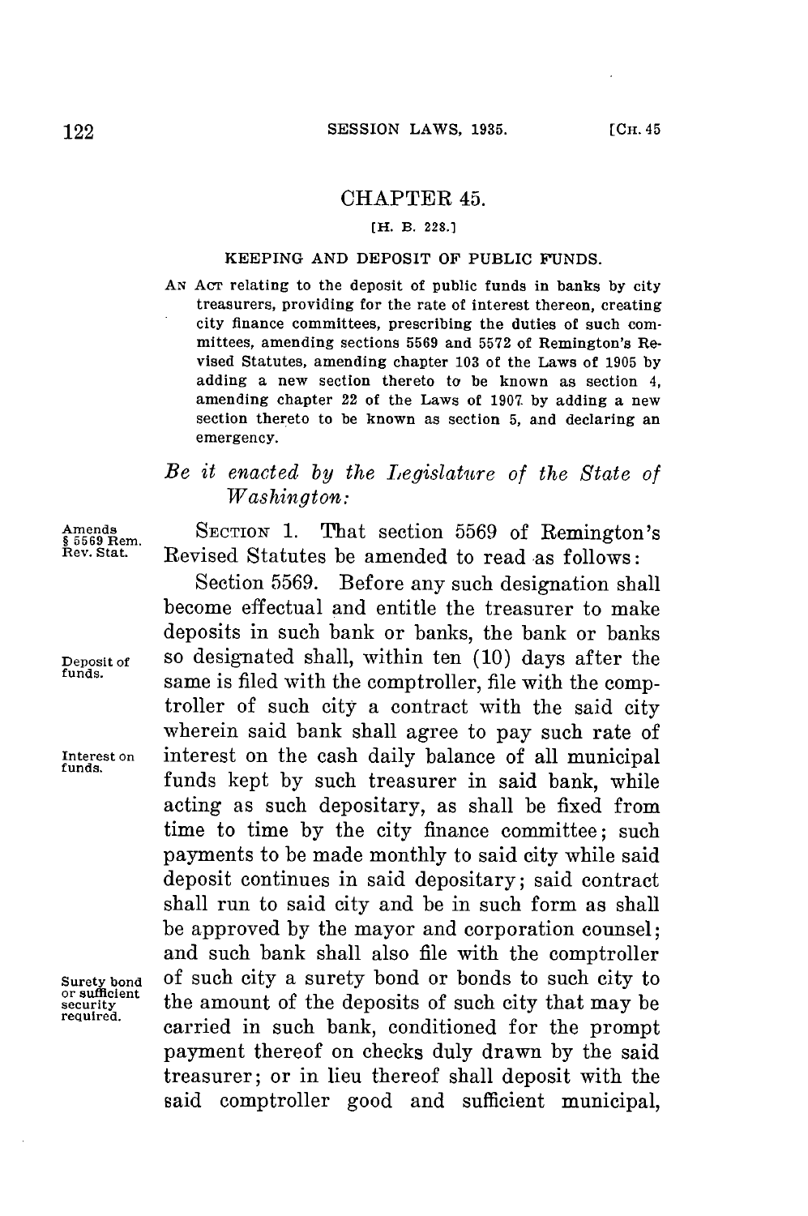# CHAPTER 45.

[H. B. 228.]

## KEEPING AND DEPOSIT OF PUBLIC FUNDS.

AN ACT relating to the deposit of public funds in banks by city treasurers, providing for the rate of interest thereon, creating city finance committees, prescribing the duties of such committees, amending sections 5569 and 5572 of Remington's Revised Statutes, amending chapter 103 of the Laws of 1905 by adding a new section thereto to be known as section 4, amending chapter 22 of the Laws of 1907 by adding a new section thereto to be known as section 5, and declaring an emergency.

*Be it enacted by the Legislature of the State of Washington:*

Amends § 5569 Rem. Rev. Stat.

SECTION 1. That section 5569 of Remington's Revised Statutes be amended to read as follows:

Deposit of funds.

Interest on funds.

Surety bond or sufficient security required.

Section 5569. Before any such designation shall become effectual and entitle the treasurer to make deposits in such bank or banks, the bank or banks so designated shall, within ten (10) days after the same is filed with the comptroller, file with the comptroller of such city a contract with the said city wherein said bank shall agree to pay such rate of interest on the cash daily balance of all municipal funds kept by such treasurer in said bank, while acting as such depositary, as shall be fixed from time to time by the city finance committee; such payments to be made monthly to said city while said deposit continues in said depositary; said contract shall run to said city and be in such form as shall be approved by the mayor and corporation counsel; and such bank shall also file with the comptroller of such city a surety bond or bonds to such city to the amount of the deposits of such city that may be carried in such bank, conditioned for the prompt payment thereof on checks duly drawn by the said treasurer; or in lieu thereof shall deposit with the said comptroller good and sufficient municipal,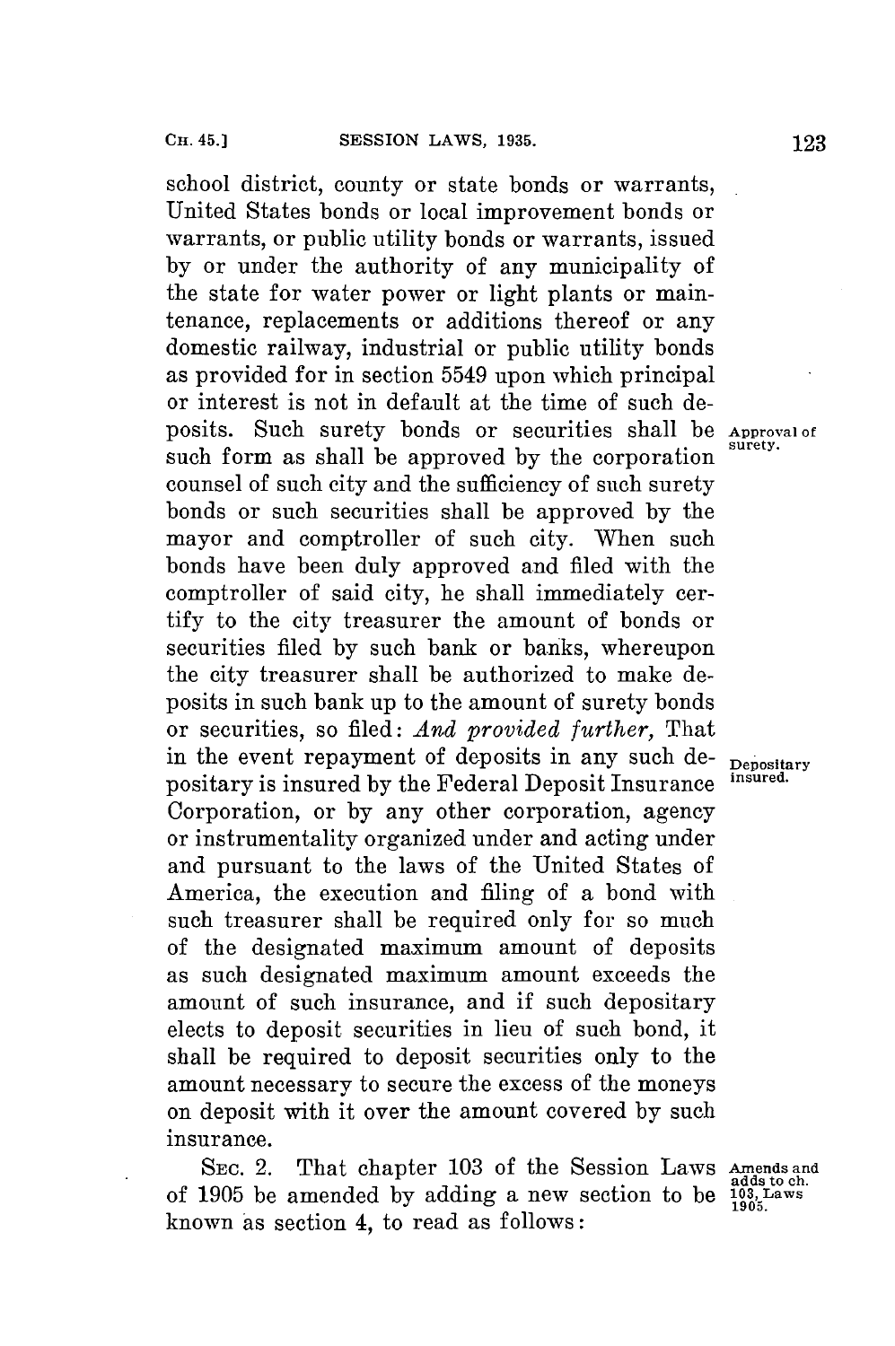school district, county or state bonds or warrants, United States bonds or local improvement bonds or warrants, or public utility bonds or warrants, issued by or under the authority of any municipality of the state for water power or light plants or maintenance, replacements or additions thereof or any domestic railway, industrial or public utility bonds as provided for in section 5549 upon which principal or interest is not in default at the time of such deposits. Such surety bonds or securities shall be such form as shall be approved by the corporation counsel of such city and the sufficiency of such surety bonds or such securities shall be approved by the mayor and comptroller of such city. When such bonds have been duly approved and filed with the comptroller of said city, he shall immediately certify to the city treasurer the amount of bonds or securities filed by such bank or banks, whereupon the city treasurer shall be authorized to make deposits in such bank up to the amount of surety bonds or securities, so filed: *And provided further,* That in the event repayment of deposits in any such depositary is insured by the Federal Deposit Insurance Corporation, or by any other corporation, agency or instrumentality organized under and acting under and pursuant to the laws of the United States of America, the execution and filing of a bond with such treasurer shall be required only for so much of the designated maximum amount of deposits as such designated maximum amount exceeds the amount of such insurance, and if such depositary elects to deposit securities in lieu of such bond, it shall be required to deposit securities only to the amount necessary to secure the excess of the moneys on deposit with it over the amount covered by such insurance.

Approval of surety.

Depositary insured.

SEC. 2. That chapter 103 of the Session Laws of 1905 be amended by adding a new section to be known as section 4, to read as follows:

Amends and adds to ch. 103, Laws 1905.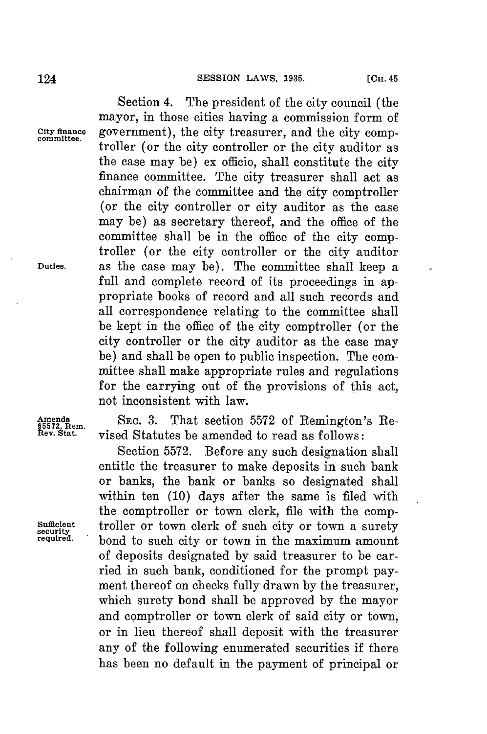Section 4. The president of the city council (the mayor, in those cities having a commission form of government), the city treasurer, and the city comptroller (or the city controller or the city auditor as the case may be) ex officio, shall constitute the city finance committee. The city treasurer shall act as chairman of the committee and the city comptroller (or the city controller or city auditor as the case may be) as secretary thereof, and the office of the committee shall be in the office of the city comptroller (or the city controller or the city auditor as the case may be). The committee shall keep a full and complete record of its proceedings in appropriate books of record and all such records and all correspondence relating to the committee shall be kept in the office of the city comptroller (or the city controller or the city auditor as the case may be) and shall be open to public inspection. The committee shall make appropriate rules and regulations for the carrying out of the provisions of this act, not inconsistent with law.

City finance committee.

Duties.

Amends §5572, Rem. Rev. Stat.

SEC. 3. That section 5572 of Remington's Revised Statutes be amended to read as follows:

Section 5572. Before any such designation shall entitle the treasurer to make deposits in such bank or banks, the bank or banks so designated shall within ten (10) days after the same is filed with the comptroller or town clerk, file with the comptroller or town clerk of such city or town a surety bond to such city or town in the maximum amount of deposits designated by said treasurer to be carried in such bank, conditioned for the prompt payment thereof on checks fully drawn by the treasurer, which surety bond shall be approved by the mayor and comptroller or town clerk of said city or town, or in lieu thereof shall deposit with the treasurer any of the following enumerated securities if there has been no default in the payment of principal or

Sufficient security required.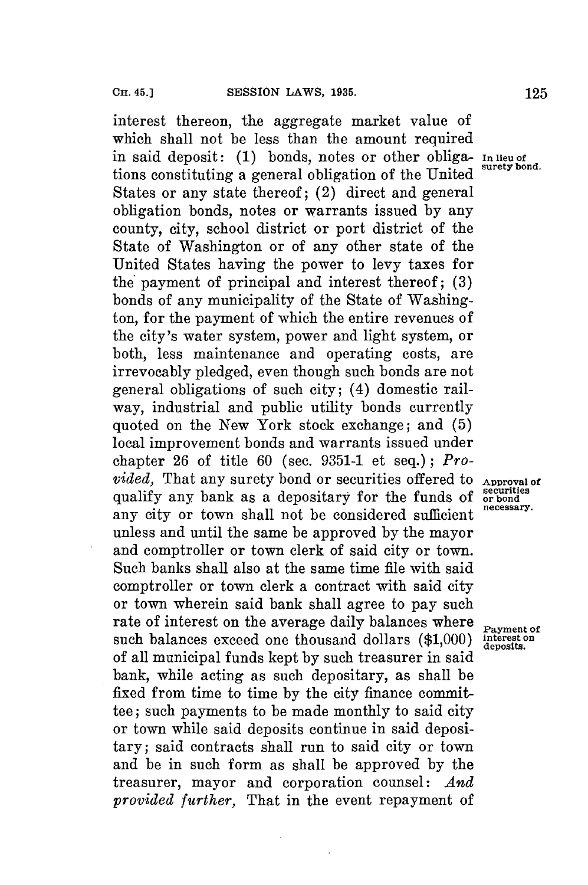interest thereon, the aggregate market value of which shall not be less than the amount required in said deposit: (1) bonds, notes or other obligations constituting a general obligation of the United States or any state thereof; (2) direct and general obligation bonds, notes or warrants issued by any county, city, school district or port district of the State of Washington or of any other state of the United States having the power to levy taxes for the payment of principal and interest thereof; (3) bonds of any municipality of the State of Washington, for the payment of which the entire revenues of the city's water system, power and light system, or both, less maintenance and operating costs, are irrevocably pledged, even though such bonds are not general obligations of such city; (4) domestic railway, industrial and public utility bonds currently quoted on the New York stock exchange; and (5) local improvement bonds and warrants issued under chapter 26 of title 60 (sec. 9351-1 et seq.); *Provided,* That any surety bond or securities offered to qualify any bank as a depositary for the funds of any city or town shall not be considered sufficient unless and until the same be approved by the mayor and comptroller or town clerk of said city or town. Such banks shall also at the same time file with said comptroller or town clerk a contract with said city or town wherein said bank shall agree to pay such rate of interest on the average daily balances where such balances exceed one thousand dollars ($1,000) of all municipal funds kept by such treasurer in said bank, while acting as such depositary, as shall be fixed from time to time by the city finance committee; such payments to be made monthly to said city or town while said deposits continue in said depositary; said contracts shall run to said city or town and be in such form as shall be approved by the treasurer, mayor and corporation counsel: *And provided further,* That in the event repayment of

In lieu of surety bond.

Approval of securities or bond necessary.

Payment of interest on deposits.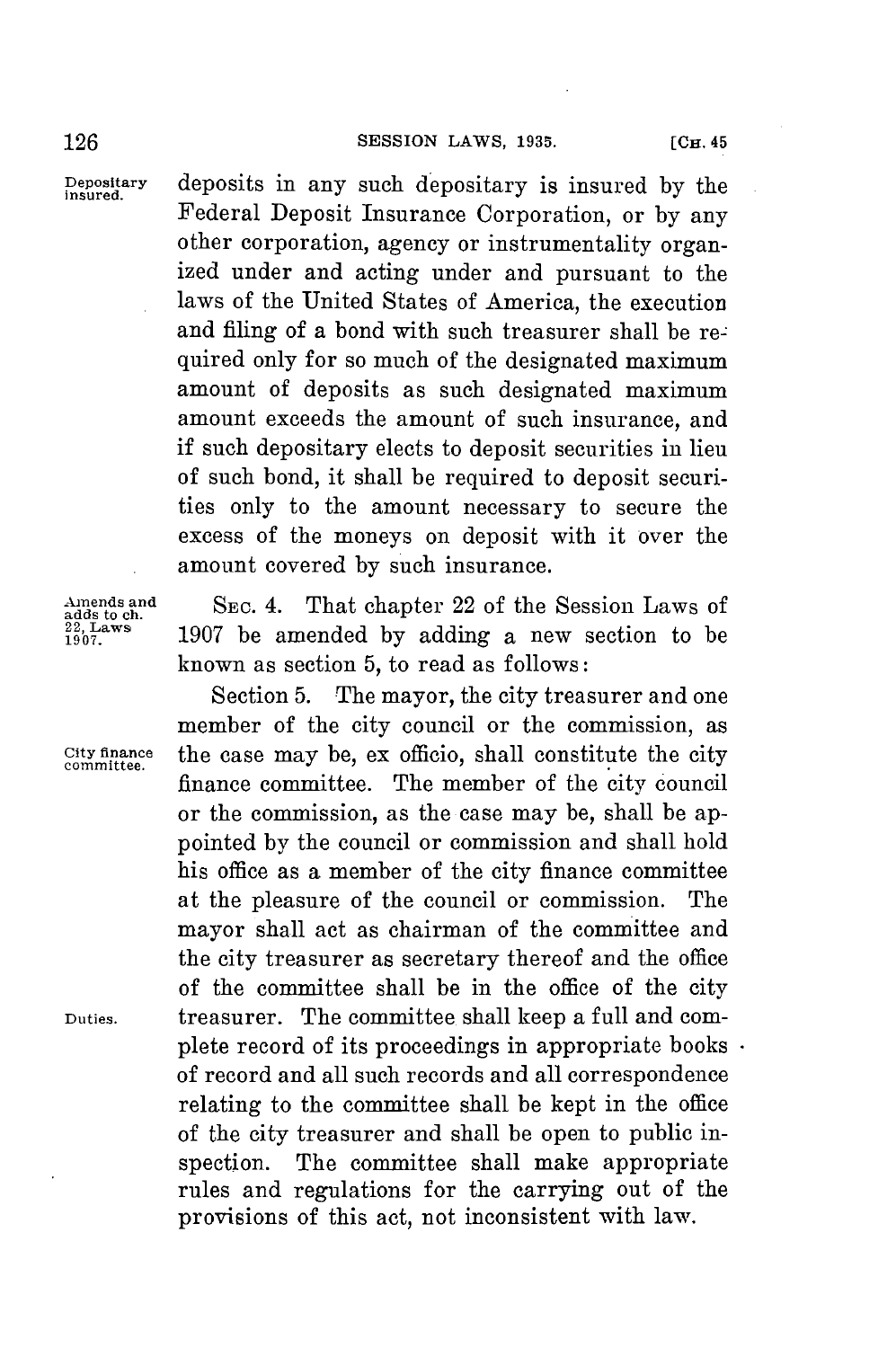deposits in any such depositary is insured by the Federal Deposit Insurance Corporation, or by any other corporation, agency or instrumentality organized under and acting under and pursuant to the laws of the United States of America, the execution and filing of a bond with such treasurer shall be required only for so much of the designated maximum amount of deposits as such designated maximum amount exceeds the amount of such insurance, and if such depositary elects to deposit securities in lieu of such bond, it shall be required to deposit securities only to the amount necessary to secure the excess of the moneys on deposit with it over the amount covered by such insurance.

Depositary insured.

SEC. 4. That chapter 22 of the Session Laws of 1907 be amended by adding a new section to be known as section 5, to read as follows:

Amends and adds to ch. 22, Laws 1907.

Section 5. The mayor, the city treasurer and one member of the city council or the commission, as the case may be, ex officio, shall constitute the city finance committee. The member of the city council or the commission, as the case may be, shall be appointed by the council or commission and shall hold his office as a member of the city finance committee at the pleasure of the council or commission. The mayor shall act as chairman of the committee and the city treasurer as secretary thereof and the office of the committee shall be in the office of the city treasurer. The committee shall keep a full and complete record of its proceedings in appropriate books of record and all such records and all correspondence relating to the committee shall be kept in the office of the city treasurer and shall be open to public inspection. The committee shall make appropriate rules and regulations for the carrying out of the provisions of this act, not inconsistent with law.

City finance committee.

Duties.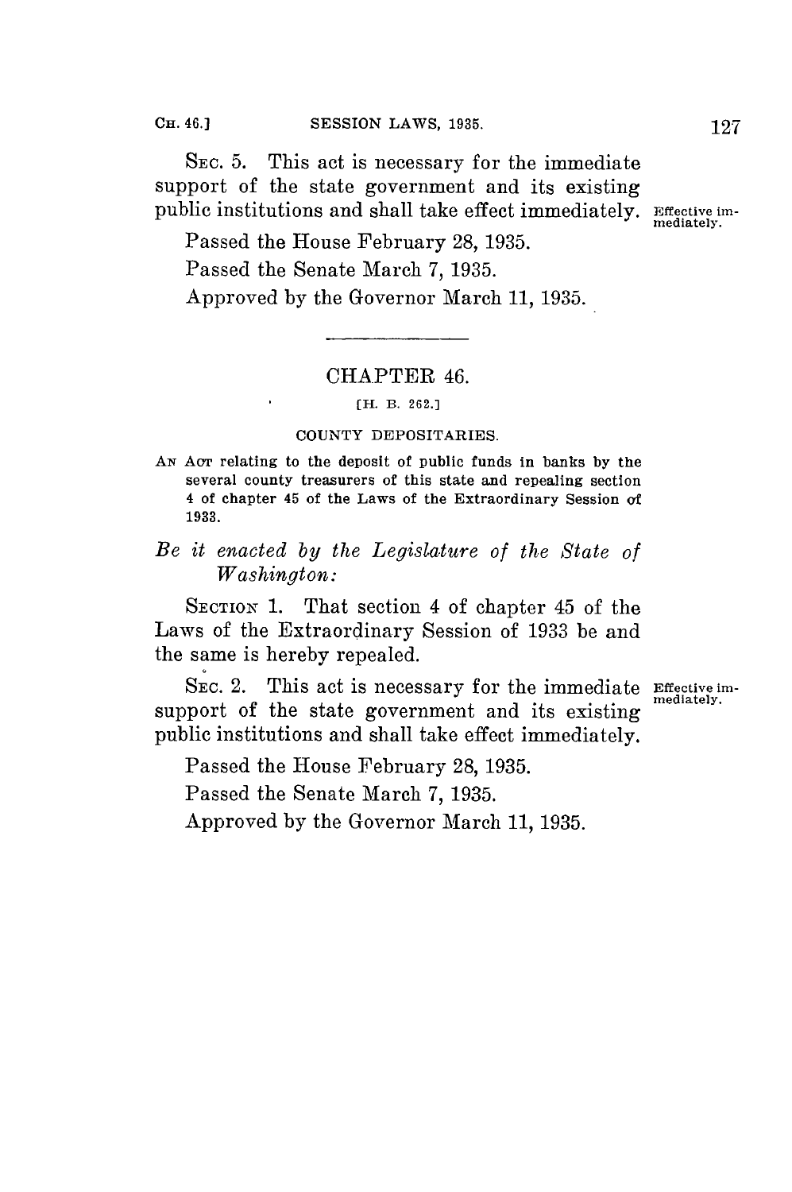SEC. 5. This act is necessary for the immediate support of the state government and its existing public institutions and shall take effect immediately. Effective immediately.

Passed the House February 28, 1935.

Passed the Senate March 7, 1935.

Approved by the Governor March 11, 1935.

## CHAPTER 46.

[H. B. 262.]

### COUNTY DEPOSITARIES.

AN ACT relating to the deposit of public funds in banks by the several county treasurers of this state and repealing section 4 of chapter 45 of the Laws of the Extraordinary Session of 1933.

*Be it enacted by the Legislature of the State of Washington:*

SECTION 1. That section 4 of chapter 45 of the Laws of the Extraordinary Session of 1933 be and the same is hereby repealed.

SEC. 2. This act is necessary for the immediate support of the state government and its existing public institutions and shall take effect immediately. Effective immediately.

Passed the House February 28, 1935.

Passed the Senate March 7, 1935.

Approved by the Governor March 11, 1935.